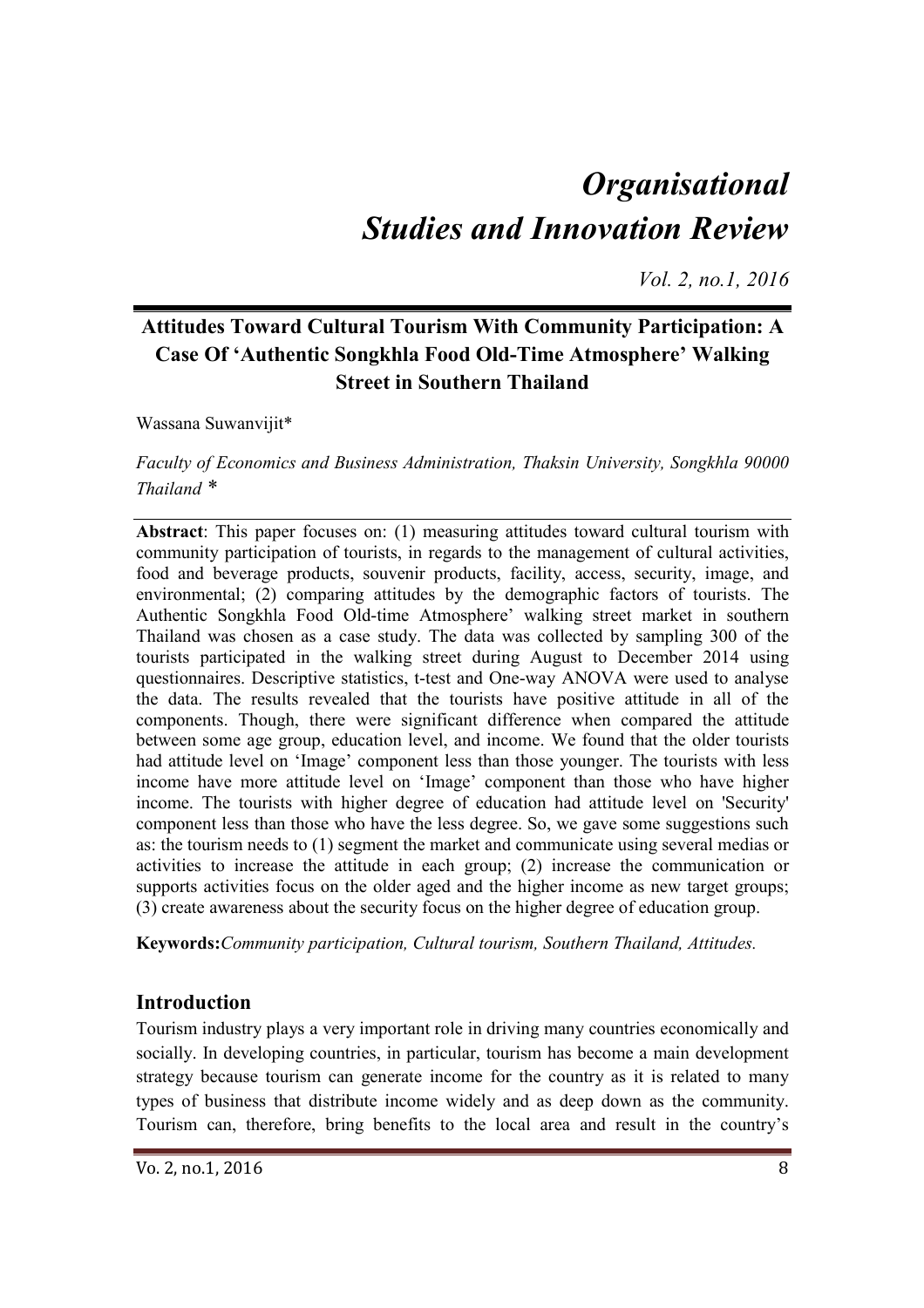# *Organisational Studies and Innovation Review*

*Vol. 2, no.1, 2016*

## Attitudes Toward Cultural Tourism With Community Participation: A Case Of 'Authentic Songkhla Food Old-Time Atmosphere' Walking Street in Southern Thailand

Wassana Suwanvijit*

*Faculty of Economics and Business Administration, Thaksin University, Songkhla 90000 Thailand* *

**Abstract**: This paper focuses on: (1) measuring attitudes toward cultural tourism with community participation of tourists, in regards to the management of cultural activities, food and beverage products, souvenir products, facility, access, security, image, and environmental; (2) comparing attitudes by the demographic factors of tourists. The Authentic Songkhla Food Old-time Atmosphere' walking street market in southern Thailand was chosen as a case study. The data was collected by sampling 300 of the tourists participated in the walking street during August to December 2014 using questionnaires. Descriptive statistics, t-test and One-way ANOVA were used to analyse the data. The results revealed that the tourists have positive attitude in all of the components. Though, there were significant difference when compared the attitude between some age group, education level, and income. We found that the older tourists had attitude level on 'Image' component less than those younger. The tourists with less income have more attitude level on 'Image' component than those who have higher income. The tourists with higher degree of education had attitude level on 'Security' component less than those who have the less degree. So, we gave some suggestions such as: the tourism needs to (1) segment the market and communicate using several medias or activities to increase the attitude in each group; (2) increase the communication or supports activities focus on the older aged and the higher income as new target groups; (3) create awareness about the security focus on the higher degree of education group.

**Keywords:** *Community participation, Cultural tourism, Southern Thailand, Attitudes.*

## Introduction

Tourism industry plays a very important role in driving many countries economically and socially. In developing countries, in particular, tourism has become a main development strategy because tourism can generate income for the country as it is related to many types of business that distribute income widely and as deep down as the community. Tourism can, therefore, bring benefits to the local area and result in the country's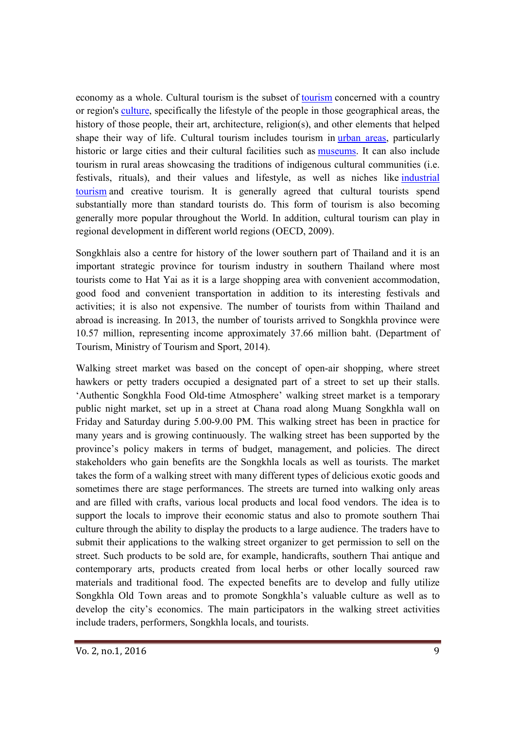economy as a whole. Cultural tourism is the subset of tourism concerned with a country or region's culture, specifically the lifestyle of the people in those geographical areas, the history of those people, their art, architecture, religion(s), and other elements that helped shape their way of life. Cultural tourism includes tourism in urban areas, particularly historic or large cities and their cultural facilities such as museums. It can also include tourism in rural areas showcasing the traditions of indigenous cultural communities (i.e. festivals, rituals), and their values and lifestyle, as well as niches like industrial tourism and creative tourism. It is generally agreed that cultural tourists spend substantially more than standard tourists do. This form of tourism is also becoming generally more popular throughout the World. In addition, cultural tourism can play in regional development in different world regions (OECD, 2009).

Songkhlais also a centre for history of the lower southern part of Thailand and it is an important strategic province for tourism industry in southern Thailand where most tourists come to Hat Yai as it is a large shopping area with convenient accommodation, good food and convenient transportation in addition to its interesting festivals and activities; it is also not expensive. The number of tourists from within Thailand and abroad is increasing. In 2013, the number of tourists arrived to Songkhla province were 10.57 million, representing income approximately 37.66 million baht. (Department of Tourism, Ministry of Tourism and Sport, 2014).

Walking street market was based on the concept of open-air shopping, where street hawkers or petty traders occupied a designated part of a street to set up their stalls. 'Authentic Songkhla Food Old-time Atmosphere' walking street market is a temporary public night market, set up in a street at Chana road along Muang Songkhla wall on Friday and Saturday during 5.00-9.00 PM. This walking street has been in practice for many years and is growing continuously. The walking street has been supported by the province's policy makers in terms of budget, management, and policies. The direct stakeholders who gain benefits are the Songkhla locals as well as tourists. The market takes the form of a walking street with many different types of delicious exotic goods and sometimes there are stage performances. The streets are turned into walking only areas and are filled with crafts, various local products and local food vendors. The idea is to support the locals to improve their economic status and also to promote southern Thai culture through the ability to display the products to a large audience. The traders have to submit their applications to the walking street organizer to get permission to sell on the street. Such products to be sold are, for example, handicrafts, southern Thai antique and contemporary arts, products created from local herbs or other locally sourced raw materials and traditional food. The expected benefits are to develop and fully utilize Songkhla Old Town areas and to promote Songkhla's valuable culture as well as to develop the city's economics. The main participators in the walking street activities include traders, performers, Songkhla locals, and tourists.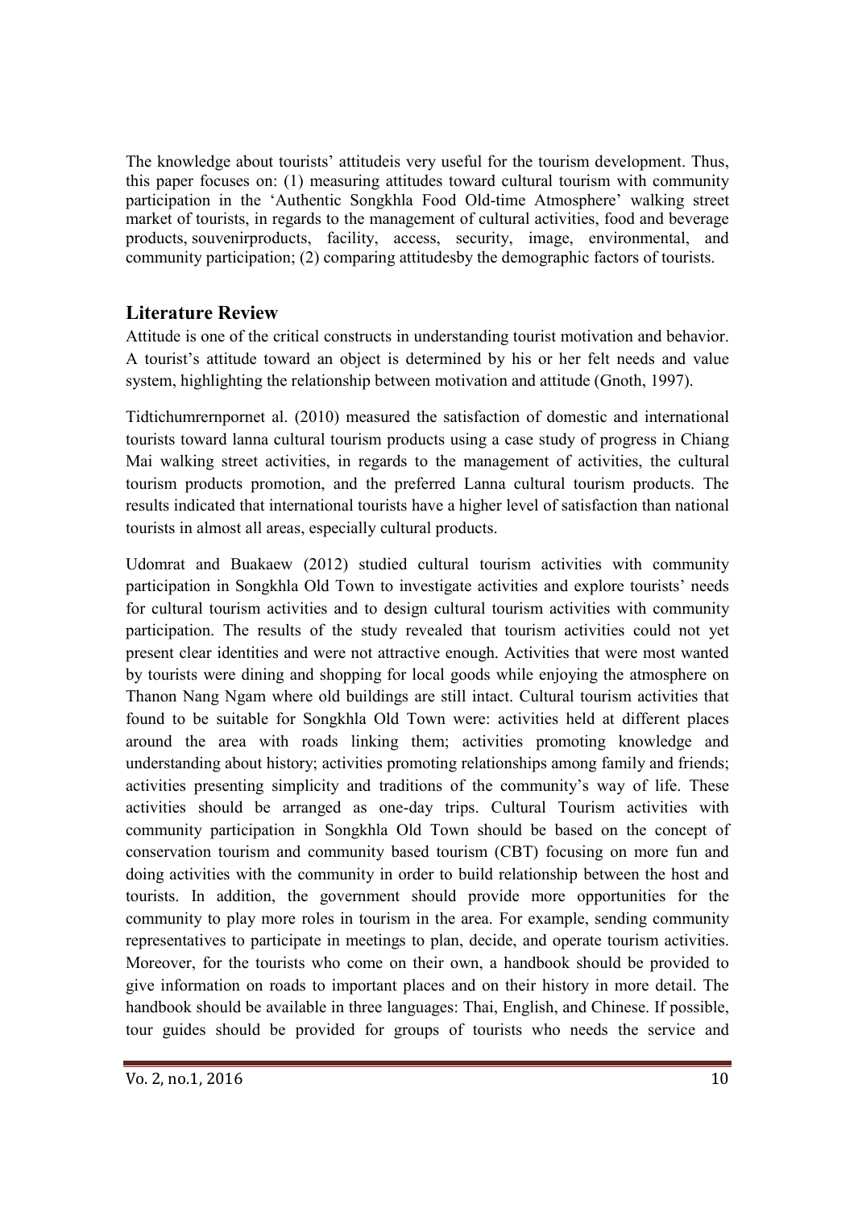The knowledge about tourists' attitudeis very useful for the tourism development. Thus, this paper focuses on: (1) measuring attitudes toward cultural tourism with community participation in the 'Authentic Songkhla Food Old-time Atmosphere' walking street market of tourists, in regards to the management of cultural activities, food and beverage products, souvenirproducts, facility, access, security, image, environmental, and community participation; (2) comparing attitudesby the demographic factors of tourists.

## Literature Review

Attitude is one of the critical constructs in understanding tourist motivation and behavior. A tourist's attitude toward an object is determined by his or her felt needs and value system, highlighting the relationship between motivation and attitude (Gnoth, 1997).

Tidtichumrernpornet al. (2010) measured the satisfaction of domestic and international tourists toward lanna cultural tourism products using a case study of progress in Chiang Mai walking street activities, in regards to the management of activities, the cultural tourism products promotion, and the preferred Lanna cultural tourism products. The results indicated that international tourists have a higher level of satisfaction than national tourists in almost all areas, especially cultural products.

Udomrat and Buakaew (2012) studied cultural tourism activities with community participation in Songkhla Old Town to investigate activities and explore tourists' needs for cultural tourism activities and to design cultural tourism activities with community participation. The results of the study revealed that tourism activities could not yet present clear identities and were not attractive enough. Activities that were most wanted by tourists were dining and shopping for local goods while enjoying the atmosphere on Thanon Nang Ngam where old buildings are still intact. Cultural tourism activities that found to be suitable for Songkhla Old Town were: activities held at different places around the area with roads linking them; activities promoting knowledge and understanding about history; activities promoting relationships among family and friends; activities presenting simplicity and traditions of the community's way of life. These activities should be arranged as one-day trips. Cultural Tourism activities with community participation in Songkhla Old Town should be based on the concept of conservation tourism and community based tourism (CBT) focusing on more fun and doing activities with the community in order to build relationship between the host and tourists. In addition, the government should provide more opportunities for the community to play more roles in tourism in the area. For example, sending community representatives to participate in meetings to plan, decide, and operate tourism activities. Moreover, for the tourists who come on their own, a handbook should be provided to give information on roads to important places and on their history in more detail. The handbook should be available in three languages: Thai, English, and Chinese. If possible, tour guides should be provided for groups of tourists who needs the service and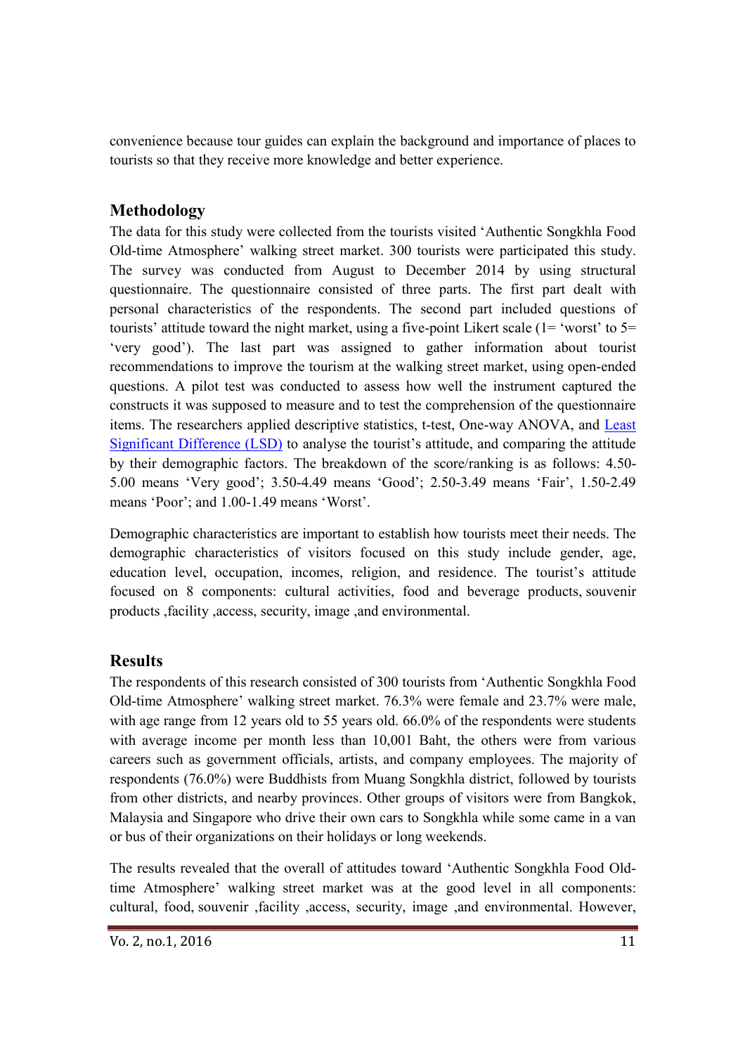convenience because tour guides can explain the background and importance of places to tourists so that they receive more knowledge and better experience.

## Methodology

The data for this study were collected from the tourists visited 'Authentic Songkhla Food Old-time Atmosphere' walking street market. 300 tourists were participated this study. The survey was conducted from August to December 2014 by using structural questionnaire. The questionnaire consisted of three parts. The first part dealt with personal characteristics of the respondents. The second part included questions of tourists' attitude toward the night market, using a five-point Likert scale (1= 'worst' to 5= 'very good'). The last part was assigned to gather information about tourist recommendations to improve the tourism at the walking street market, using open-ended questions. A pilot test was conducted to assess how well the instrument captured the constructs it was supposed to measure and to test the comprehension of the questionnaire items. The researchers applied descriptive statistics, t-test, One-way ANOVA, and Least Significant Difference (LSD) to analyse the tourist's attitude, and comparing the attitude by their demographic factors. The breakdown of the score/ranking is as follows: 4.50-5.00 means 'Very good'; 3.50-4.49 means 'Good'; 2.50-3.49 means 'Fair', 1.50-2.49 means 'Poor'; and 1.00-1.49 means 'Worst'.

Demographic characteristics are important to establish how tourists meet their needs. The demographic characteristics of visitors focused on this study include gender, age, education level, occupation, incomes, religion, and residence. The tourist's attitude focused on 8 components: cultural activities, food and beverage products, souvenir products ,facility ,access, security, image ,and environmental.

## Results

The respondents of this research consisted of 300 tourists from 'Authentic Songkhla Food Old-time Atmosphere' walking street market. 76.3% were female and 23.7% were male, with age range from 12 years old to 55 years old. 66.0% of the respondents were students with average income per month less than 10,001 Baht, the others were from various careers such as government officials, artists, and company employees. The majority of respondents (76.0%) were Buddhists from Muang Songkhla district, followed by tourists from other districts, and nearby provinces. Other groups of visitors were from Bangkok, Malaysia and Singapore who drive their own cars to Songkhla while some came in a van or bus of their organizations on their holidays or long weekends.

The results revealed that the overall of attitudes toward 'Authentic Songkhla Food Old-time Atmosphere' walking street market was at the good level in all components: cultural, food, souvenir ,facility ,access, security, image ,and environmental. However,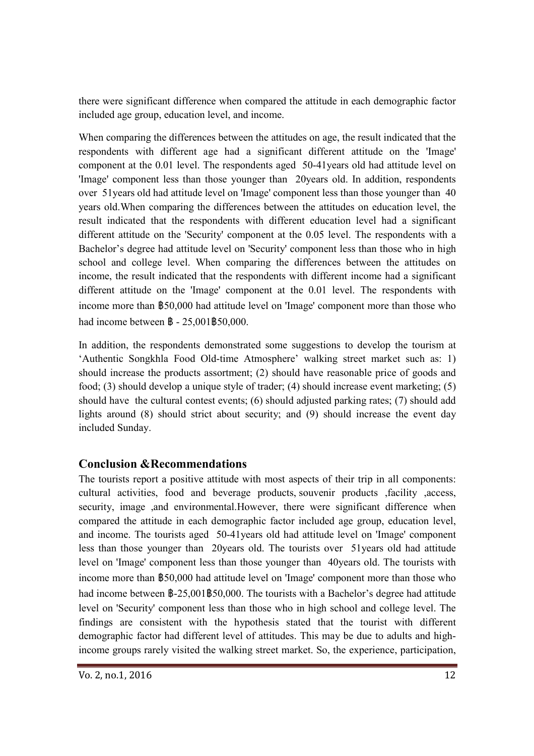there were significant difference when compared the attitude in each demographic factor included age group, education level, and income.

When comparing the differences between the attitudes on age, the result indicated that the respondents with different age had a significant different attitude on the 'Image' component at the 0.01 level. The respondents aged 50-41years old had attitude level on 'Image' component less than those younger than 20years old. In addition, respondents over 51years old had attitude level on 'Image' component less than those younger than 40 years old.When comparing the differences between the attitudes on education level, the result indicated that the respondents with different education level had a significant different attitude on the 'Security' component at the 0.05 level. The respondents with a Bachelor's degree had attitude level on 'Security' component less than those who in high school and college level. When comparing the differences between the attitudes on income, the result indicated that the respondents with different income had a significant different attitude on the 'Image' component at the 0.01 level. The respondents with income more than ฿50,000 had attitude level on 'Image' component more than those who had income between ฿ - 25,001฿50,000.

In addition, the respondents demonstrated some suggestions to develop the tourism at 'Authentic Songkhla Food Old-time Atmosphere' walking street market such as: 1) should increase the products assortment; (2) should have reasonable price of goods and food; (3) should develop a unique style of trader; (4) should increase event marketing; (5) should have the cultural contest events; (6) should adjusted parking rates; (7) should add lights around (8) should strict about security; and (9) should increase the event day included Sunday.

## Conclusion &Recommendations

The tourists report a positive attitude with most aspects of their trip in all components: cultural activities, food and beverage products, souvenir products ,facility ,access, security, image ,and environmental.However, there were significant difference when compared the attitude in each demographic factor included age group, education level, and income. The tourists aged 50-41years old had attitude level on 'Image' component less than those younger than 20years old. The tourists over 51years old had attitude level on 'Image' component less than those younger than 40years old. The tourists with income more than ฿50,000 had attitude level on 'Image' component more than those who had income between ฿-25,001฿50,000. The tourists with a Bachelor's degree had attitude level on 'Security' component less than those who in high school and college level. The findings are consistent with the hypothesis stated that the tourist with different demographic factor had different level of attitudes. This may be due to adults and high-income groups rarely visited the walking street market. So, the experience, participation,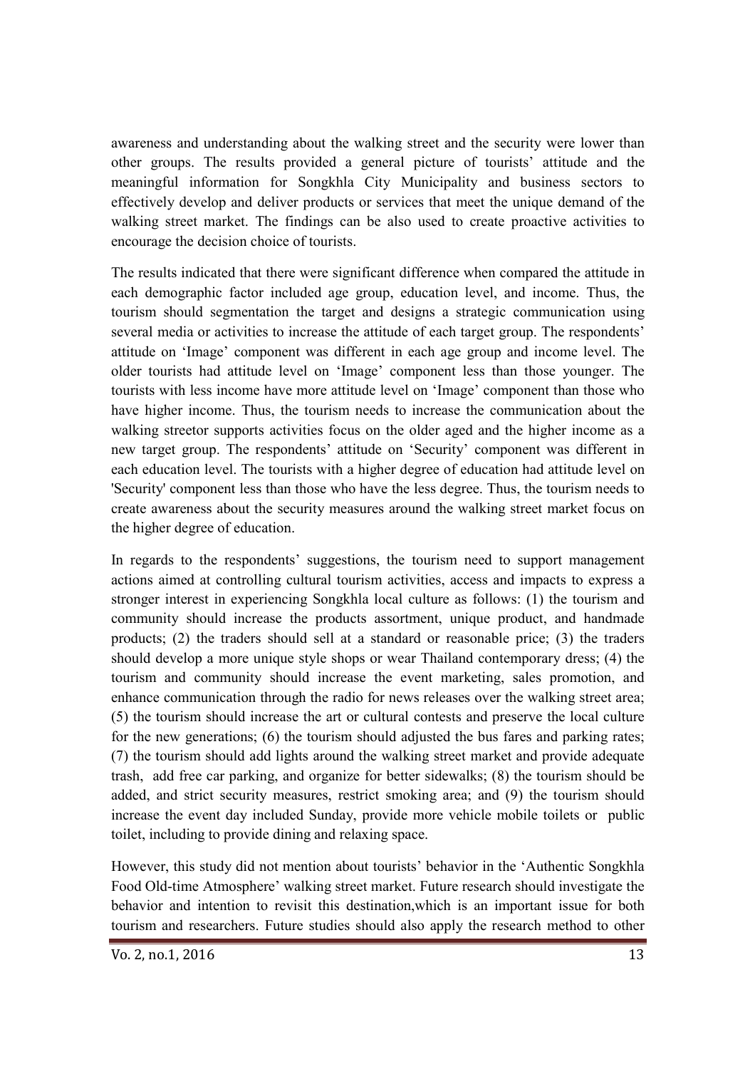awareness and understanding about the walking street and the security were lower than other groups. The results provided a general picture of tourists' attitude and the meaningful information for Songkhla City Municipality and business sectors to effectively develop and deliver products or services that meet the unique demand of the walking street market. The findings can be also used to create proactive activities to encourage the decision choice of tourists.

The results indicated that there were significant difference when compared the attitude in each demographic factor included age group, education level, and income. Thus, the tourism should segmentation the target and designs a strategic communication using several media or activities to increase the attitude of each target group. The respondents' attitude on 'Image' component was different in each age group and income level. The older tourists had attitude level on 'Image' component less than those younger. The tourists with less income have more attitude level on 'Image' component than those who have higher income. Thus, the tourism needs to increase the communication about the walking streetor supports activities focus on the older aged and the higher income as a new target group. The respondents' attitude on 'Security' component was different in each education level. The tourists with a higher degree of education had attitude level on 'Security' component less than those who have the less degree. Thus, the tourism needs to create awareness about the security measures around the walking street market focus on the higher degree of education.

In regards to the respondents' suggestions, the tourism need to support management actions aimed at controlling cultural tourism activities, access and impacts to express a stronger interest in experiencing Songkhla local culture as follows: (1) the tourism and community should increase the products assortment, unique product, and handmade products; (2) the traders should sell at a standard or reasonable price; (3) the traders should develop a more unique style shops or wear Thailand contemporary dress; (4) the tourism and community should increase the event marketing, sales promotion, and enhance communication through the radio for news releases over the walking street area; (5) the tourism should increase the art or cultural contests and preserve the local culture for the new generations; (6) the tourism should adjusted the bus fares and parking rates; (7) the tourism should add lights around the walking street market and provide adequate trash, add free car parking, and organize for better sidewalks; (8) the tourism should be added, and strict security measures, restrict smoking area; and (9) the tourism should increase the event day included Sunday, provide more vehicle mobile toilets or public toilet, including to provide dining and relaxing space.

However, this study did not mention about tourists' behavior in the 'Authentic Songkhla Food Old-time Atmosphere' walking street market. Future research should investigate the behavior and intention to revisit this destination,which is an important issue for both tourism and researchers. Future studies should also apply the research method to other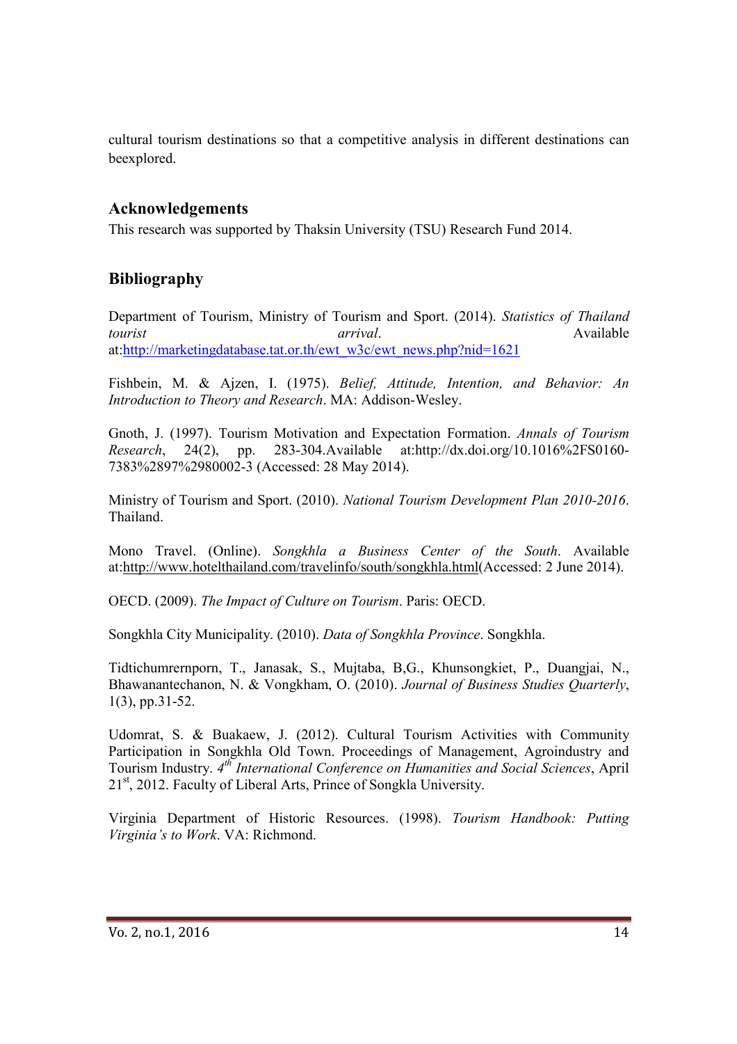cultural tourism destinations so that a competitive analysis in different destinations can beexplored.

## Acknowledgements

This research was supported by Thaksin University (TSU) Research Fund 2014.

## Bibliography

Department of Tourism, Ministry of Tourism and Sport. (2014). *Statistics of Thailand tourist arrival*. Available at:http://marketingdatabase.tat.or.th/ewt_w3c/ewt_news.php?nid=1621

Fishbein, M. & Ajzen, I. (1975). *Belief, Attitude, Intention, and Behavior: An Introduction to Theory and Research*. MA: Addison-Wesley.

Gnoth, J. (1997). Tourism Motivation and Expectation Formation. *Annals of Tourism Research*, 24(2), pp. 283-304.Available at:http://dx.doi.org/10.1016%2FS0160-7383%2897%2980002-3 (Accessed: 28 May 2014).

Ministry of Tourism and Sport. (2010). *National Tourism Development Plan 2010-2016*. Thailand.

Mono Travel. (Online). *Songkhla a Business Center of the South*. Available at:http://www.hotelthailand.com/travelinfo/south/songkhla.html(Accessed: 2 June 2014).

OECD. (2009). *The Impact of Culture on Tourism*. Paris: OECD.

Songkhla City Municipality. (2010). *Data of Songkhla Province*. Songkhla.

Tidtichumrernporn, T., Janasak, S., Mujtaba, B,G., Khunsongkiet, P., Duangjai, N., Bhawanantechanon, N. & Vongkham, O. (2010). *Journal of Business Studies Quarterly*, 1(3), pp.31-52.

Udomrat, S. & Buakaew, J. (2012). Cultural Tourism Activities with Community Participation in Songkhla Old Town. Proceedings of Management, Agroindustry and Tourism Industry. *4th International Conference on Humanities and Social Sciences*, April 21st, 2012. Faculty of Liberal Arts, Prince of Songkla University.

Virginia Department of Historic Resources. (1998). *Tourism Handbook: Putting Virginia's to Work*. VA: Richmond.